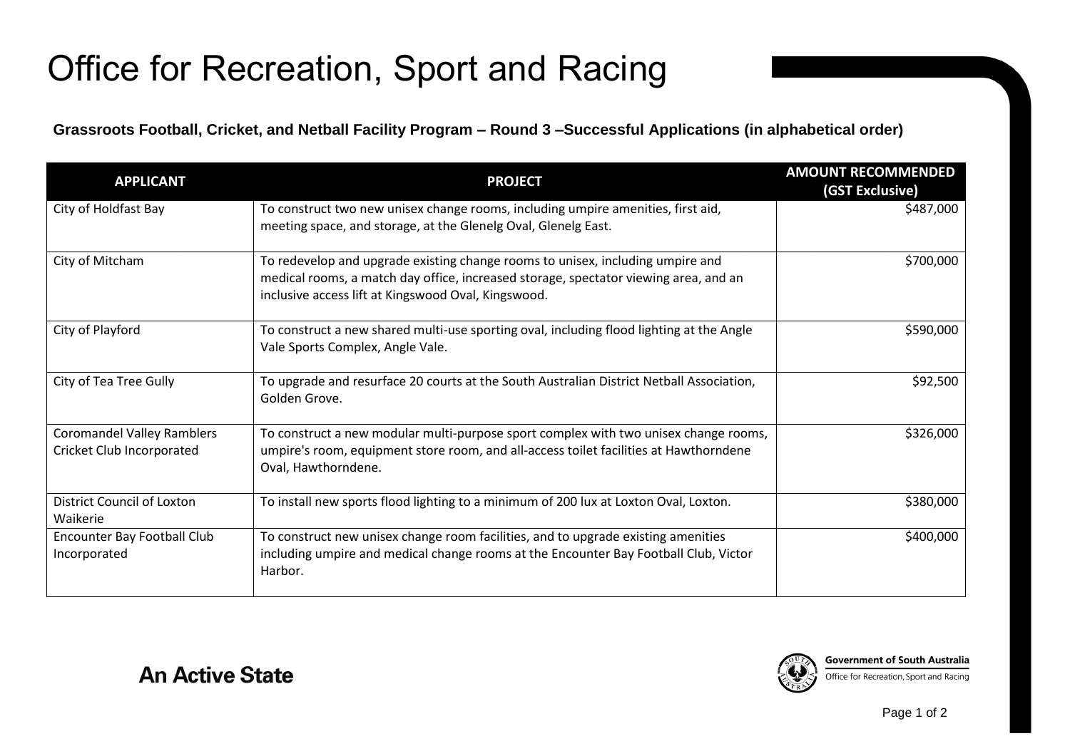# Office for Recreation, Sport and Racing

**Grassroots Football, Cricket, and Netball Facility Program – Round 3 –Successful Applications (in alphabetical order)**

| APPLICANT | PROJECT | AMOUNT RECOMMENDED (GST Exclusive) |
|---|---|---|
| City of Holdfast Bay | To construct two new unisex change rooms, including umpire amenities, first aid, meeting space, and storage, at the Glenelg Oval, Glenelg East. | $487,000 |
| City of Mitcham | To redevelop and upgrade existing change rooms to unisex, including umpire and medical rooms, a match day office, increased storage, spectator viewing area, and an inclusive access lift at Kingswood Oval, Kingswood. | $700,000 |
| City of Playford | To construct a new shared multi-use sporting oval, including flood lighting at the Angle Vale Sports Complex, Angle Vale. | $590,000 |
| City of Tea Tree Gully | To upgrade and resurface 20 courts at the South Australian District Netball Association, Golden Grove. | $92,500 |
| Coromandel Valley Ramblers Cricket Club Incorporated | To construct a new modular multi-purpose sport complex with two unisex change rooms, umpire's room, equipment store room, and all-access toilet facilities at Hawthorndene Oval, Hawthorndene. | $326,000 |
| District Council of Loxton Waikerie | To install new sports flood lighting to a minimum of 200 lux at Loxton Oval, Loxton. | $380,000 |
| Encounter Bay Football Club Incorporated | To construct new unisex change room facilities, and to upgrade existing amenities including umpire and medical change rooms at the Encounter Bay Football Club, Victor Harbor. | $400,000 |

An Active State

Government of South Australia
Office for Recreation, Sport and Racing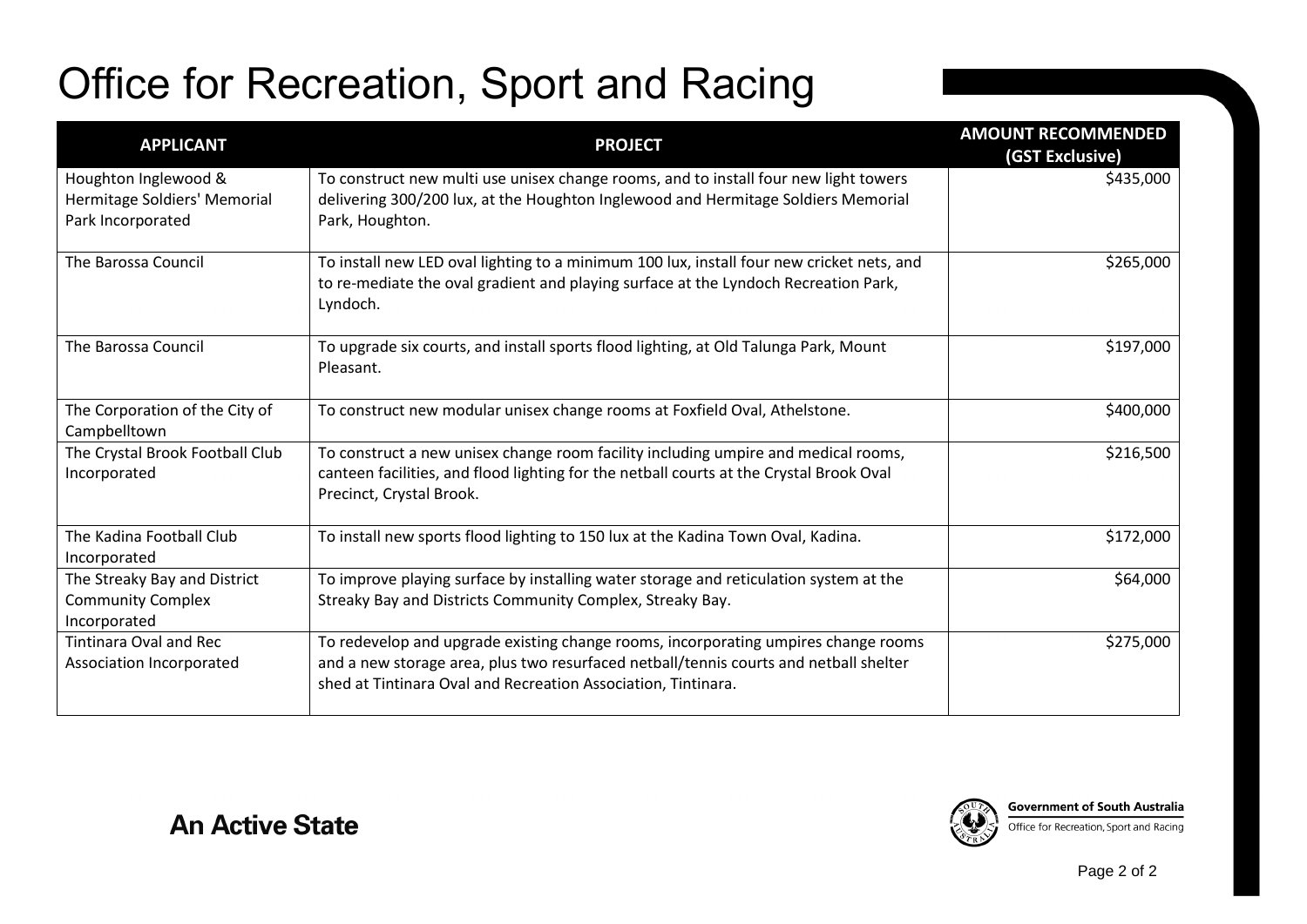# Office for Recreation, Sport and Racing

| APPLICANT | PROJECT | AMOUNT RECOMMENDED (GST Exclusive) |
|---|---|---|
| Houghton Inglewood & Hermitage Soldiers' Memorial Park Incorporated | To construct new multi use unisex change rooms, and to install four new light towers delivering 300/200 lux, at the Houghton Inglewood and Hermitage Soldiers Memorial Park, Houghton. | $435,000 |
| The Barossa Council | To install new LED oval lighting to a minimum 100 lux, install four new cricket nets, and to re-mediate the oval gradient and playing surface at the Lyndoch Recreation Park, Lyndoch. | $265,000 |
| The Barossa Council | To upgrade six courts, and install sports flood lighting, at Old Talunga Park, Mount Pleasant. | $197,000 |
| The Corporation of the City of Campbelltown | To construct new modular unisex change rooms at Foxfield Oval, Athelstone. | $400,000 |
| The Crystal Brook Football Club Incorporated | To construct a new unisex change room facility including umpire and medical rooms, canteen facilities, and flood lighting for the netball courts at the Crystal Brook Oval Precinct, Crystal Brook. | $216,500 |
| The Kadina Football Club Incorporated | To install new sports flood lighting to 150 lux at the Kadina Town Oval, Kadina. | $172,000 |
| The Streaky Bay and District Community Complex Incorporated | To improve playing surface by installing water storage and reticulation system at the Streaky Bay and Districts Community Complex, Streaky Bay. | $64,000 |
| Tintinara Oval and Rec Association Incorporated | To redevelop and upgrade existing change rooms, incorporating umpires change rooms and a new storage area, plus two resurfaced netball/tennis courts and netball shelter shed at Tintinara Oval and Recreation Association, Tintinara. | $275,000 |

An Active State

Government of South Australia
Office for Recreation, Sport and Racing